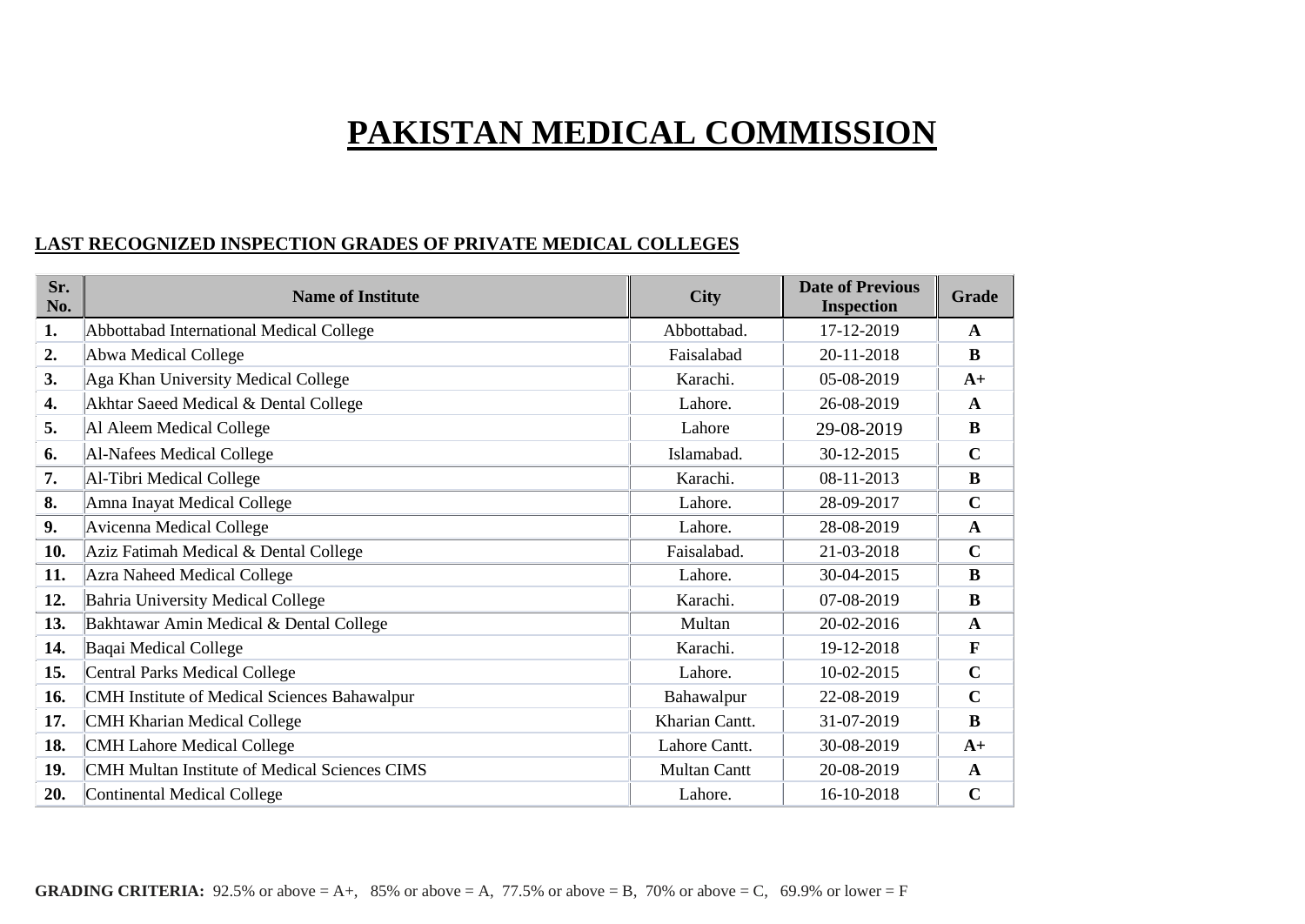# PAKISTAN MEDICAL COMMISSION

## LAST RECOGNIZED INSPECTION GRADES OF PRIVATE MEDICAL COLLEGES

| Sr. No. | Name of Institute | City | Date of Previous Inspection | Grade |
|---|---|---|---|---|
| **1.** | Abbottabad International Medical College | Abbottabad. | 17-12-2019 | **A** |
| **2.** | Abwa Medical College | Faisalabad | 20-11-2018 | **B** |
| **3.** | Aga Khan University Medical College | Karachi. | 05-08-2019 | **A+** |
| **4.** | Akhtar Saeed Medical & Dental College | Lahore. | 26-08-2019 | **A** |
| **5.** | Al Aleem Medical College | Lahore | 29-08-2019 | **B** |
| **6.** | Al-Nafees Medical College | Islamabad. | 30-12-2015 | **C** |
| **7.** | Al-Tibri Medical College | Karachi. | 08-11-2013 | **B** |
| **8.** | Amna Inayat Medical College | Lahore. | 28-09-2017 | **C** |
| **9.** | Avicenna Medical College | Lahore. | 28-08-2019 | **A** |
| **10.** | Aziz Fatimah Medical & Dental College | Faisalabad. | 21-03-2018 | **C** |
| **11.** | Azra Naheed Medical College | Lahore. | 30-04-2015 | **B** |
| **12.** | Bahria University Medical College | Karachi. | 07-08-2019 | **B** |
| **13.** | Bakhtawar Amin Medical & Dental College | Multan | 20-02-2016 | **A** |
| **14.** | Baqai Medical College | Karachi. | 19-12-2018 | **F** |
| **15.** | Central Parks Medical College | Lahore. | 10-02-2015 | **C** |
| **16.** | CMH Institute of Medical Sciences Bahawalpur | Bahawalpur | 22-08-2019 | **C** |
| **17.** | CMH Kharian Medical College | Kharian Cantt. | 31-07-2019 | **B** |
| **18.** | CMH Lahore Medical College | Lahore Cantt. | 30-08-2019 | **A+** |
| **19.** | CMH Multan Institute of Medical Sciences CIMS | Multan Cantt | 20-08-2019 | **A** |
| **20.** | Continental Medical College | Lahore. | 16-10-2018 | **C** |

**GRADING CRITERIA:** 92.5% or above = A+, 85% or above = A, 77.5% or above = B, 70% or above = C, 69.9% or lower = F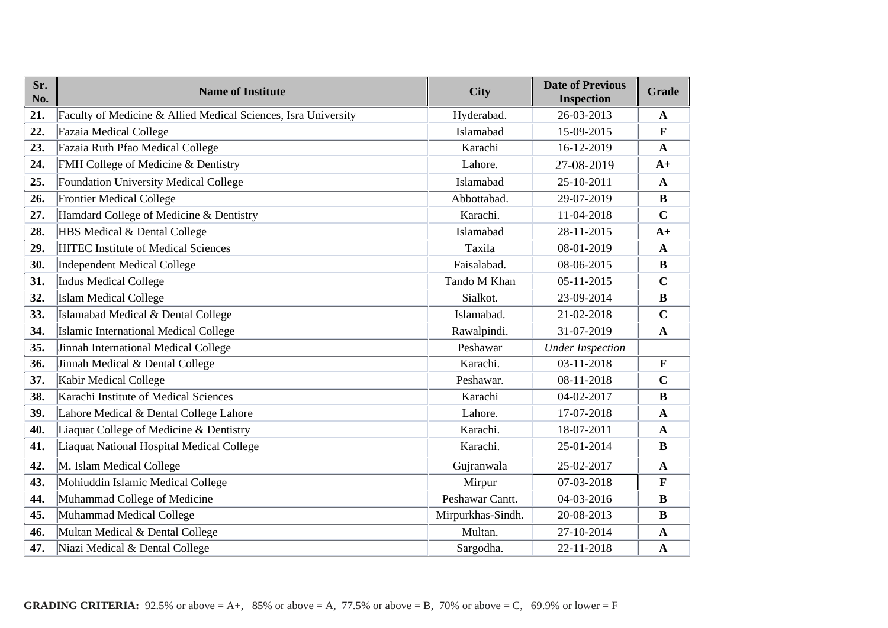| Sr. No. | Name of Institute | City | Date of Previous Inspection | Grade |
|---|---|---|---|---|
| **21.** | Faculty of Medicine & Allied Medical Sciences, Isra University | Hyderabad. | 26-03-2013 | **A** |
| **22.** | Fazaia Medical College | Islamabad | 15-09-2015 | **F** |
| **23.** | Fazaia Ruth Pfao Medical College | Karachi | 16-12-2019 | **A** |
| **24.** | FMH College of Medicine & Dentistry | Lahore. | 27-08-2019 | **A+** |
| **25.** | Foundation University Medical College | Islamabad | 25-10-2011 | **A** |
| **26.** | Frontier Medical College | Abbottabad. | 29-07-2019 | **B** |
| **27.** | Hamdard College of Medicine & Dentistry | Karachi. | 11-04-2018 | **C** |
| **28.** | HBS Medical & Dental College | Islamabad | 28-11-2015 | **A+** |
| **29.** | HITEC Institute of Medical Sciences | Taxila | 08-01-2019 | **A** |
| **30.** | Independent Medical College | Faisalabad. | 08-06-2015 | **B** |
| **31.** | Indus Medical College | Tando M Khan | 05-11-2015 | **C** |
| **32.** | Islam Medical College | Sialkot. | 23-09-2014 | **B** |
| **33.** | Islamabad Medical & Dental College | Islamabad. | 21-02-2018 | **C** |
| **34.** | Islamic International Medical College | Rawalpindi. | 31-07-2019 | **A** |
| **35.** | Jinnah International Medical College | Peshawar | *Under Inspection* | |
| **36.** | Jinnah Medical & Dental College | Karachi. | 03-11-2018 | **F** |
| **37.** | Kabir Medical College | Peshawar. | 08-11-2018 | **C** |
| **38.** | Karachi Institute of Medical Sciences | Karachi | 04-02-2017 | **B** |
| **39.** | Lahore Medical & Dental College Lahore | Lahore. | 17-07-2018 | **A** |
| **40.** | Liaquat College of Medicine & Dentistry | Karachi. | 18-07-2011 | **A** |
| **41.** | Liaquat National Hospital Medical College | Karachi. | 25-01-2014 | **B** |
| **42.** | M. Islam Medical College | Gujranwala | 25-02-2017 | **A** |
| **43.** | Mohiuddin Islamic Medical College | Mirpur | 07-03-2018 | **F** |
| **44.** | Muhammad College of Medicine | Peshawar Cantt. | 04-03-2016 | **B** |
| **45.** | Muhammad Medical College | Mirpurkhas-Sindh. | 20-08-2013 | **B** |
| **46.** | Multan Medical & Dental College | Multan. | 27-10-2014 | **A** |
| **47.** | Niazi Medical & Dental College | Sargodha. | 22-11-2018 | **A** |

**GRADING CRITERIA:** 92.5% or above = A+, 85% or above = A, 77.5% or above = B, 70% or above = C, 69.9% or lower = F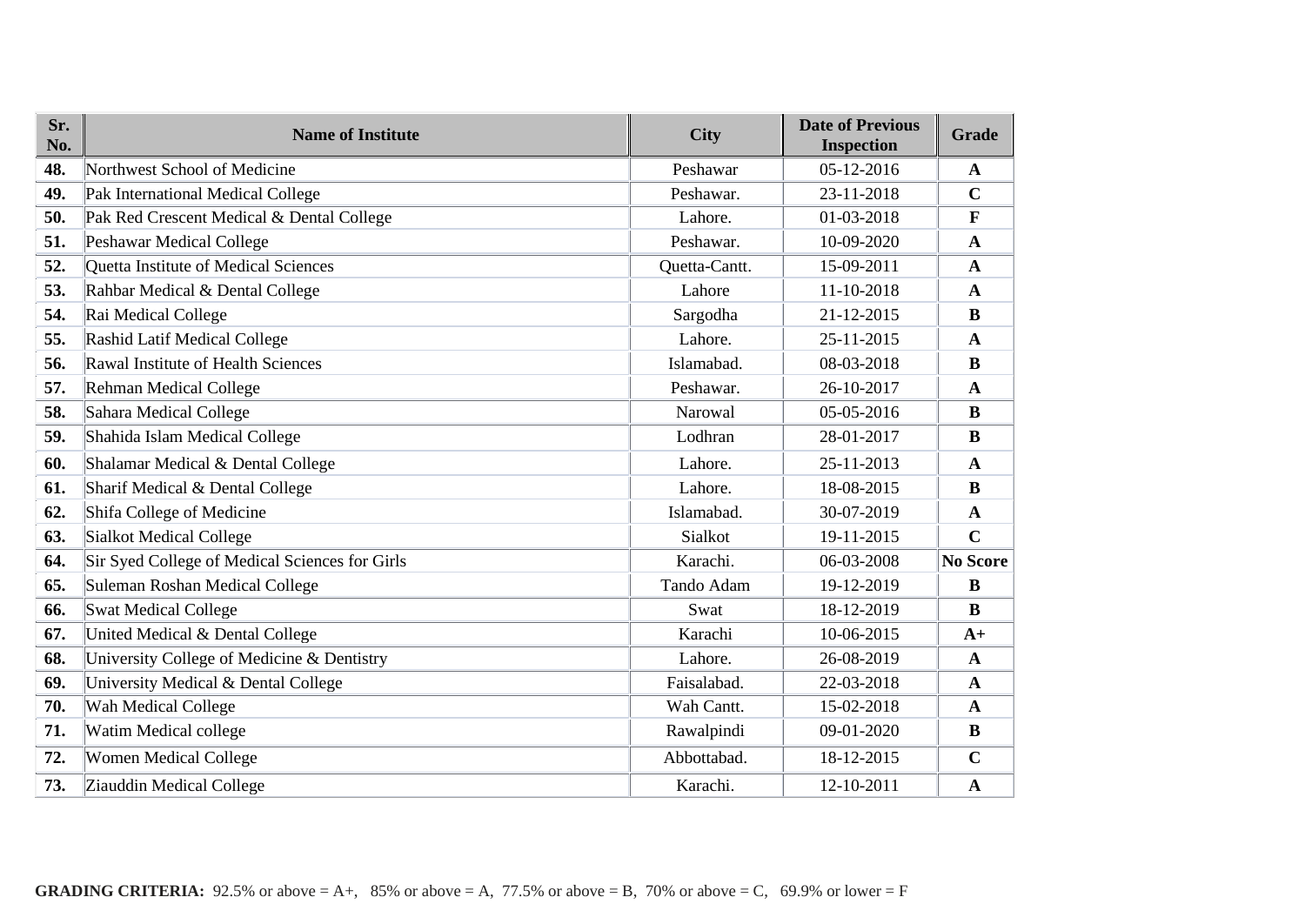| Sr. No. | Name of Institute | City | Date of Previous Inspection | Grade |
|---|---|---|---|---|
| **48.** | Northwest School of Medicine | Peshawar | 05-12-2016 | **A** |
| **49.** | Pak International Medical College | Peshawar. | 23-11-2018 | **C** |
| **50.** | Pak Red Crescent Medical & Dental College | Lahore. | 01-03-2018 | **F** |
| **51.** | Peshawar Medical College | Peshawar. | 10-09-2020 | **A** |
| **52.** | Quetta Institute of Medical Sciences | Quetta-Cantt. | 15-09-2011 | **A** |
| **53.** | Rahbar Medical & Dental College | Lahore | 11-10-2018 | **A** |
| **54.** | Rai Medical College | Sargodha | 21-12-2015 | **B** |
| **55.** | Rashid Latif Medical College | Lahore. | 25-11-2015 | **A** |
| **56.** | Rawal Institute of Health Sciences | Islamabad. | 08-03-2018 | **B** |
| **57.** | Rehman Medical College | Peshawar. | 26-10-2017 | **A** |
| **58.** | Sahara Medical College | Narowal | 05-05-2016 | **B** |
| **59.** | Shahida Islam Medical College | Lodhran | 28-01-2017 | **B** |
| **60.** | Shalamar Medical & Dental College | Lahore. | 25-11-2013 | **A** |
| **61.** | Sharif Medical & Dental College | Lahore. | 18-08-2015 | **B** |
| **62.** | Shifa College of Medicine | Islamabad. | 30-07-2019 | **A** |
| **63.** | Sialkot Medical College | Sialkot | 19-11-2015 | **C** |
| **64.** | Sir Syed College of Medical Sciences for Girls | Karachi. | 06-03-2008 | **No Score** |
| **65.** | Suleman Roshan Medical College | Tando Adam | 19-12-2019 | **B** |
| **66.** | Swat Medical College | Swat | 18-12-2019 | **B** |
| **67.** | United Medical & Dental College | Karachi | 10-06-2015 | **A+** |
| **68.** | University College of Medicine & Dentistry | Lahore. | 26-08-2019 | **A** |
| **69.** | University Medical & Dental College | Faisalabad. | 22-03-2018 | **A** |
| **70.** | Wah Medical College | Wah Cantt. | 15-02-2018 | **A** |
| **71.** | Watim Medical college | Rawalpindi | 09-01-2020 | **B** |
| **72.** | Women Medical College | Abbottabad. | 18-12-2015 | **C** |
| **73.** | Ziauddin Medical College | Karachi. | 12-10-2011 | **A** |

**GRADING CRITERIA:** 92.5% or above = A+, 85% or above = A, 77.5% or above = B, 70% or above = C, 69.9% or lower = F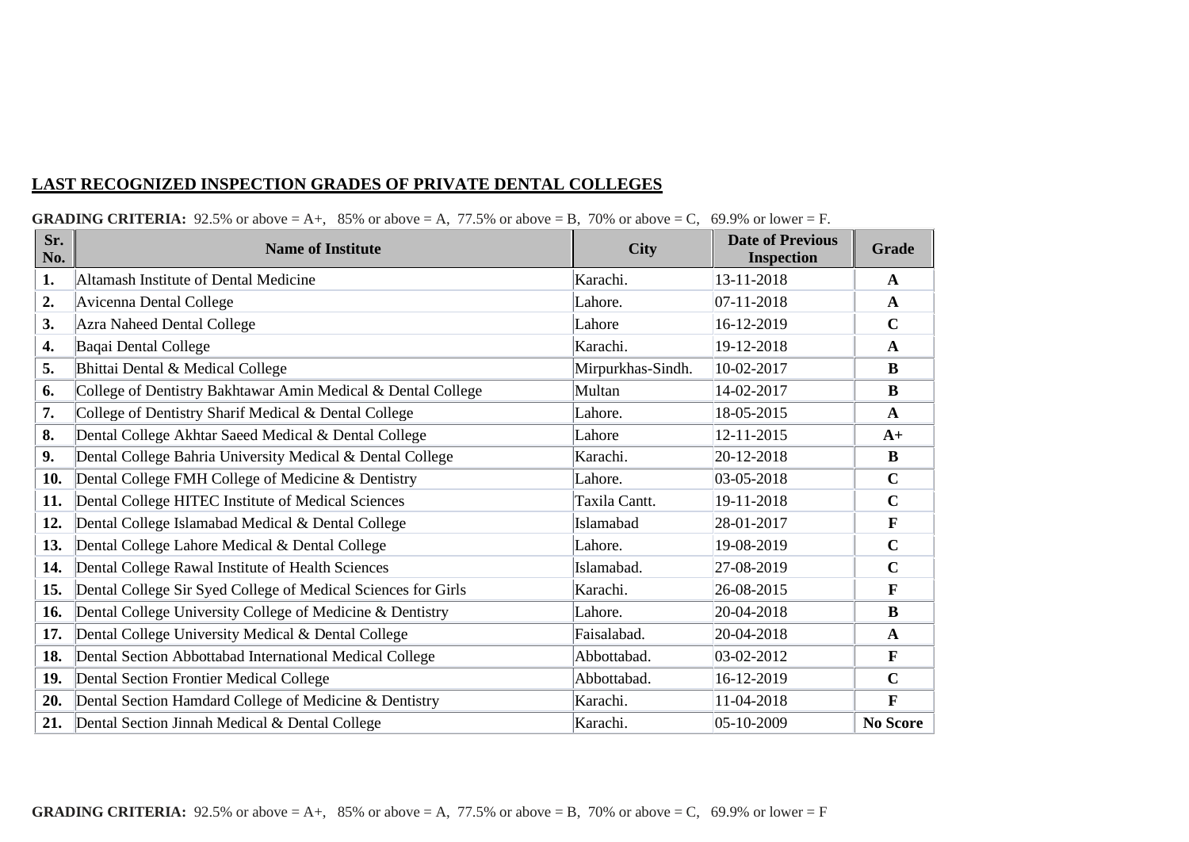**LAST RECOGNIZED INSPECTION GRADES OF PRIVATE DENTAL COLLEGES**

**GRADING CRITERIA:** 92.5% or above = A+, 85% or above = A, 77.5% or above = B, 70% or above = C, 69.9% or lower = F.

| Sr. No. | Name of Institute | City | Date of Previous Inspection | Grade |
|---|---|---|---|---|
| **1.** | Altamash Institute of Dental Medicine | Karachi. | 13-11-2018 | **A** |
| **2.** | Avicenna Dental College | Lahore. | 07-11-2018 | **A** |
| **3.** | Azra Naheed Dental College | Lahore | 16-12-2019 | **C** |
| **4.** | Baqai Dental College | Karachi. | 19-12-2018 | **A** |
| **5.** | Bhittai Dental & Medical College | Mirpurkhas-Sindh. | 10-02-2017 | **B** |
| **6.** | College of Dentistry Bakhtawar Amin Medical & Dental College | Multan | 14-02-2017 | **B** |
| **7.** | College of Dentistry Sharif Medical & Dental College | Lahore. | 18-05-2015 | **A** |
| **8.** | Dental College Akhtar Saeed Medical & Dental College | Lahore | 12-11-2015 | **A+** |
| **9.** | Dental College Bahria University Medical & Dental College | Karachi. | 20-12-2018 | **B** |
| **10.** | Dental College FMH College of Medicine & Dentistry | Lahore. | 03-05-2018 | **C** |
| **11.** | Dental College HITEC Institute of Medical Sciences | Taxila Cantt. | 19-11-2018 | **C** |
| **12.** | Dental College Islamabad Medical & Dental College | Islamabad | 28-01-2017 | **F** |
| **13.** | Dental College Lahore Medical & Dental College | Lahore. | 19-08-2019 | **C** |
| **14.** | Dental College Rawal Institute of Health Sciences | Islamabad. | 27-08-2019 | **C** |
| **15.** | Dental College Sir Syed College of Medical Sciences for Girls | Karachi. | 26-08-2015 | **F** |
| **16.** | Dental College University College of Medicine & Dentistry | Lahore. | 20-04-2018 | **B** |
| **17.** | Dental College University Medical & Dental College | Faisalabad. | 20-04-2018 | **A** |
| **18.** | Dental Section Abbottabad International Medical College | Abbottabad. | 03-02-2012 | **F** |
| **19.** | Dental Section Frontier Medical College | Abbottabad. | 16-12-2019 | **C** |
| **20.** | Dental Section Hamdard College of Medicine & Dentistry | Karachi. | 11-04-2018 | **F** |
| **21.** | Dental Section Jinnah Medical & Dental College | Karachi. | 05-10-2009 | **No Score** |

**GRADING CRITERIA:** 92.5% or above = A+, 85% or above = A, 77.5% or above = B, 70% or above = C, 69.9% or lower = F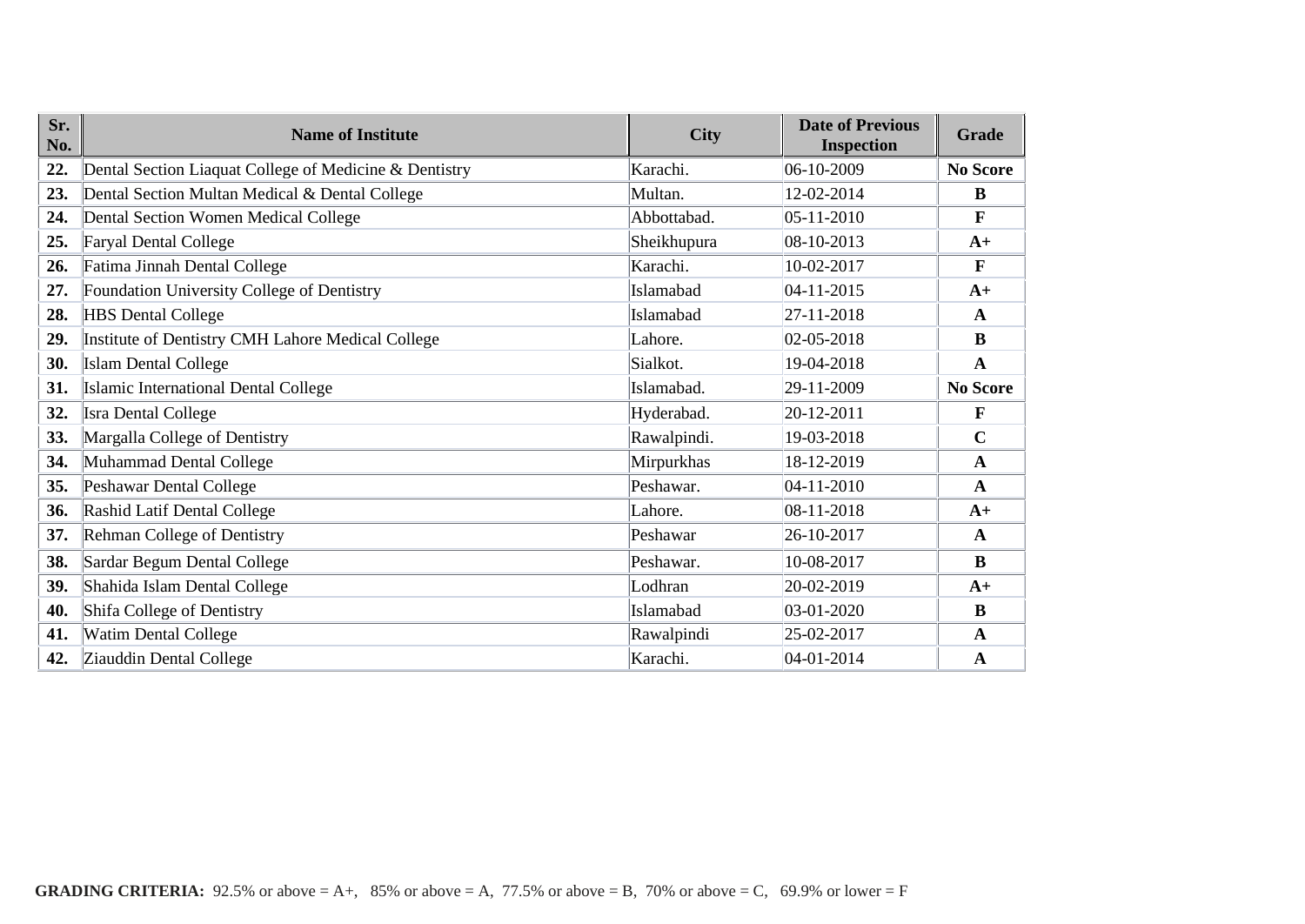| Sr. No. | Name of Institute | City | Date of Previous Inspection | Grade |
|---|---|---|---|---|
| **22.** | Dental Section Liaquat College of Medicine & Dentistry | Karachi. | 06-10-2009 | **No Score** |
| **23.** | Dental Section Multan Medical & Dental College | Multan. | 12-02-2014 | **B** |
| **24.** | Dental Section Women Medical College | Abbottabad. | 05-11-2010 | **F** |
| **25.** | Faryal Dental College | Sheikhupura | 08-10-2013 | **A+** |
| **26.** | Fatima Jinnah Dental College | Karachi. | 10-02-2017 | **F** |
| **27.** | Foundation University College of Dentistry | Islamabad | 04-11-2015 | **A+** |
| **28.** | HBS Dental College | Islamabad | 27-11-2018 | **A** |
| **29.** | Institute of Dentistry CMH Lahore Medical College | Lahore. | 02-05-2018 | **B** |
| **30.** | Islam Dental College | Sialkot. | 19-04-2018 | **A** |
| **31.** | Islamic International Dental College | Islamabad. | 29-11-2009 | **No Score** |
| **32.** | Isra Dental College | Hyderabad. | 20-12-2011 | **F** |
| **33.** | Margalla College of Dentistry | Rawalpindi. | 19-03-2018 | **C** |
| **34.** | Muhammad Dental College | Mirpurkhas | 18-12-2019 | **A** |
| **35.** | Peshawar Dental College | Peshawar. | 04-11-2010 | **A** |
| **36.** | Rashid Latif Dental College | Lahore. | 08-11-2018 | **A+** |
| **37.** | Rehman College of Dentistry | Peshawar | 26-10-2017 | **A** |
| **38.** | Sardar Begum Dental College | Peshawar. | 10-08-2017 | **B** |
| **39.** | Shahida Islam Dental College | Lodhran | 20-02-2019 | **A+** |
| **40.** | Shifa College of Dentistry | Islamabad | 03-01-2020 | **B** |
| **41.** | Watim Dental College | Rawalpindi | 25-02-2017 | **A** |
| **42.** | Ziauddin Dental College | Karachi. | 04-01-2014 | **A** |

**GRADING CRITERIA:** 92.5% or above = A+, 85% or above = A, 77.5% or above = B, 70% or above = C, 69.9% or lower = F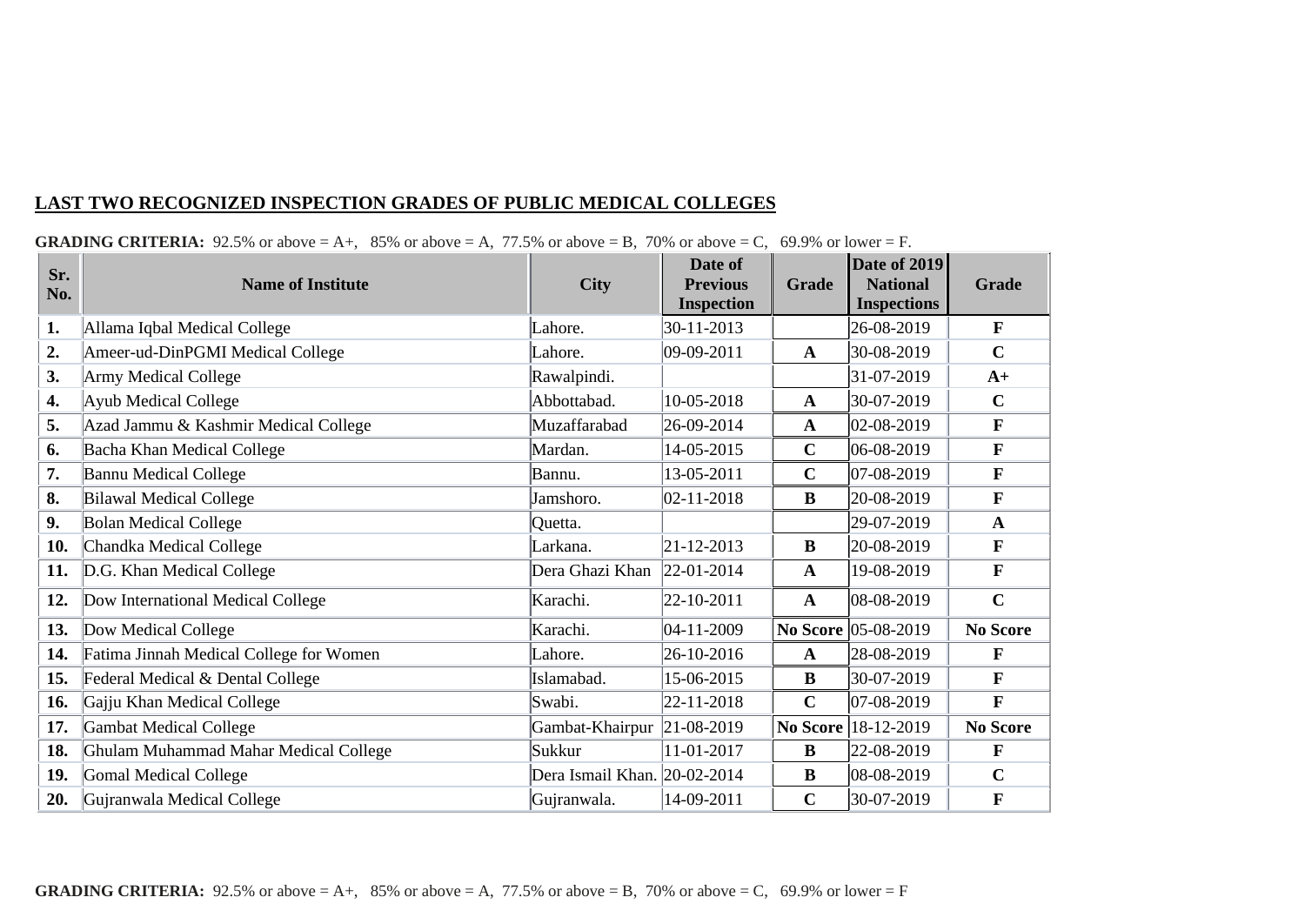## LAST TWO RECOGNIZED INSPECTION GRADES OF PUBLIC MEDICAL COLLEGES

**GRADING CRITERIA:** 92.5% or above = A+, 85% or above = A, 77.5% or above = B, 70% or above = C, 69.9% or lower = F.

| Sr. No. | Name of Institute | City | Date of Previous Inspection | Grade | Date of 2019 National Inspections | Grade |
|---|---|---|---|---|---|---|
| 1. | Allama Iqbal Medical College | Lahore. | 30-11-2013 | | 26-08-2019 | F |
| 2. | Ameer-ud-DinPGMI Medical College | Lahore. | 09-09-2011 | A | 30-08-2019 | C |
| 3. | Army Medical College | Rawalpindi. | | | 31-07-2019 | A+ |
| 4. | Ayub Medical College | Abbottabad. | 10-05-2018 | A | 30-07-2019 | C |
| 5. | Azad Jammu & Kashmir Medical College | Muzaffarabad | 26-09-2014 | A | 02-08-2019 | F |
| 6. | Bacha Khan Medical College | Mardan. | 14-05-2015 | C | 06-08-2019 | F |
| 7. | Bannu Medical College | Bannu. | 13-05-2011 | C | 07-08-2019 | F |
| 8. | Bilawal Medical College | Jamshoro. | 02-11-2018 | B | 20-08-2019 | F |
| 9. | Bolan Medical College | Quetta. | | | 29-07-2019 | A |
| 10. | Chandka Medical College | Larkana. | 21-12-2013 | B | 20-08-2019 | F |
| 11. | D.G. Khan Medical College | Dera Ghazi Khan | 22-01-2014 | A | 19-08-2019 | F |
| 12. | Dow International Medical College | Karachi. | 22-10-2011 | A | 08-08-2019 | C |
| 13. | Dow Medical College | Karachi. | 04-11-2009 | No Score | 05-08-2019 | No Score |
| 14. | Fatima Jinnah Medical College for Women | Lahore. | 26-10-2016 | A | 28-08-2019 | F |
| 15. | Federal Medical & Dental College | Islamabad. | 15-06-2015 | B | 30-07-2019 | F |
| 16. | Gajju Khan Medical College | Swabi. | 22-11-2018 | C | 07-08-2019 | F |
| 17. | Gambat Medical College | Gambat-Khairpur | 21-08-2019 | No Score | 18-12-2019 | No Score |
| 18. | Ghulam Muhammad Mahar Medical College | Sukkur | 11-01-2017 | B | 22-08-2019 | F |
| 19. | Gomal Medical College | Dera Ismail Khan. | 20-02-2014 | B | 08-08-2019 | C |
| 20. | Gujranwala Medical College | Gujranwala. | 14-09-2011 | C | 30-07-2019 | F |

**GRADING CRITERIA:** 92.5% or above = A+, 85% or above = A, 77.5% or above = B, 70% or above = C, 69.9% or lower = F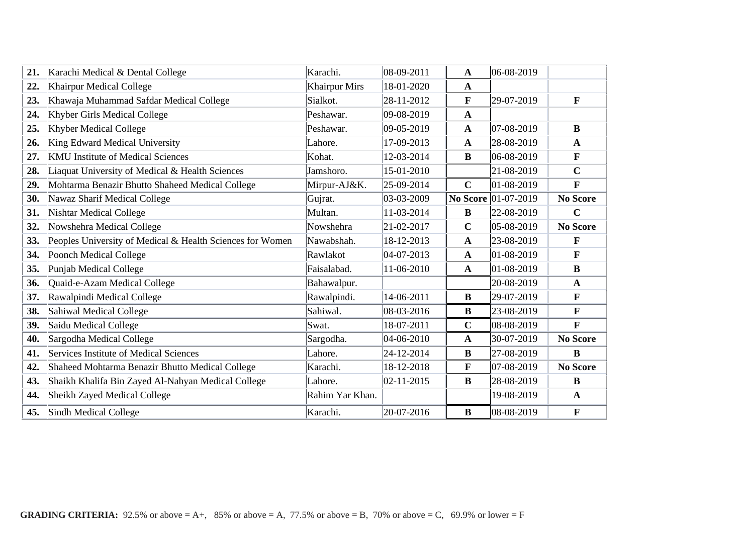| | | | | | | |
|---|---|---|---|---|---|---|
| **21.** | Karachi Medical & Dental College | Karachi. | 08-09-2011 | **A** | 06-08-2019 | |
| **22.** | Khairpur Medical College | Khairpur Mirs | 18-01-2020 | **A** | | |
| **23.** | Khawaja Muhammad Safdar Medical College | Sialkot. | 28-11-2012 | **F** | 29-07-2019 | **F** |
| **24.** | Khyber Girls Medical College | Peshawar. | 09-08-2019 | **A** | | |
| **25.** | Khyber Medical College | Peshawar. | 09-05-2019 | **A** | 07-08-2019 | **B** |
| **26.** | King Edward Medical University | Lahore. | 17-09-2013 | **A** | 28-08-2019 | **A** |
| **27.** | KMU Institute of Medical Sciences | Kohat. | 12-03-2014 | **B** | 06-08-2019 | **F** |
| **28.** | Liaquat University of Medical & Health Sciences | Jamshoro. | 15-01-2010 | | 21-08-2019 | **C** |
| **29.** | Mohtarma Benazir Bhutto Shaheed Medical College | Mirpur-AJ&K. | 25-09-2014 | **C** | 01-08-2019 | **F** |
| **30.** | Nawaz Sharif Medical College | Gujrat. | 03-03-2009 | **No Score** | 01-07-2019 | **No Score** |
| **31.** | Nishtar Medical College | Multan. | 11-03-2014 | **B** | 22-08-2019 | **C** |
| **32.** | Nowshehra Medical College | Nowshehra | 21-02-2017 | **C** | 05-08-2019 | **No Score** |
| **33.** | Peoples University of Medical & Health Sciences for Women | Nawabshah. | 18-12-2013 | **A** | 23-08-2019 | **F** |
| **34.** | Poonch Medical College | Rawlakot | 04-07-2013 | **A** | 01-08-2019 | **F** |
| **35.** | Punjab Medical College | Faisalabad. | 11-06-2010 | **A** | 01-08-2019 | **B** |
| **36.** | Quaid-e-Azam Medical College | Bahawalpur. | | | 20-08-2019 | **A** |
| **37.** | Rawalpindi Medical College | Rawalpindi. | 14-06-2011 | **B** | 29-07-2019 | **F** |
| **38.** | Sahiwal Medical College | Sahiwal. | 08-03-2016 | **B** | 23-08-2019 | **F** |
| **39.** | Saidu Medical College | Swat. | 18-07-2011 | **C** | 08-08-2019 | **F** |
| **40.** | Sargodha Medical College | Sargodha. | 04-06-2010 | **A** | 30-07-2019 | **No Score** |
| **41.** | Services Institute of Medical Sciences | Lahore. | 24-12-2014 | **B** | 27-08-2019 | **B** |
| **42.** | Shaheed Mohtarma Benazir Bhutto Medical College | Karachi. | 18-12-2018 | **F** | 07-08-2019 | **No Score** |
| **43.** | Shaikh Khalifa Bin Zayed Al-Nahyan Medical College | Lahore. | 02-11-2015 | **B** | 28-08-2019 | **B** |
| **44.** | Sheikh Zayed Medical College | Rahim Yar Khan. | | | 19-08-2019 | **A** |
| **45.** | Sindh Medical College | Karachi. | 20-07-2016 | **B** | 08-08-2019 | **F** |

**GRADING CRITERIA:** 92.5% or above = A+, 85% or above = A, 77.5% or above = B, 70% or above = C, 69.9% or lower = F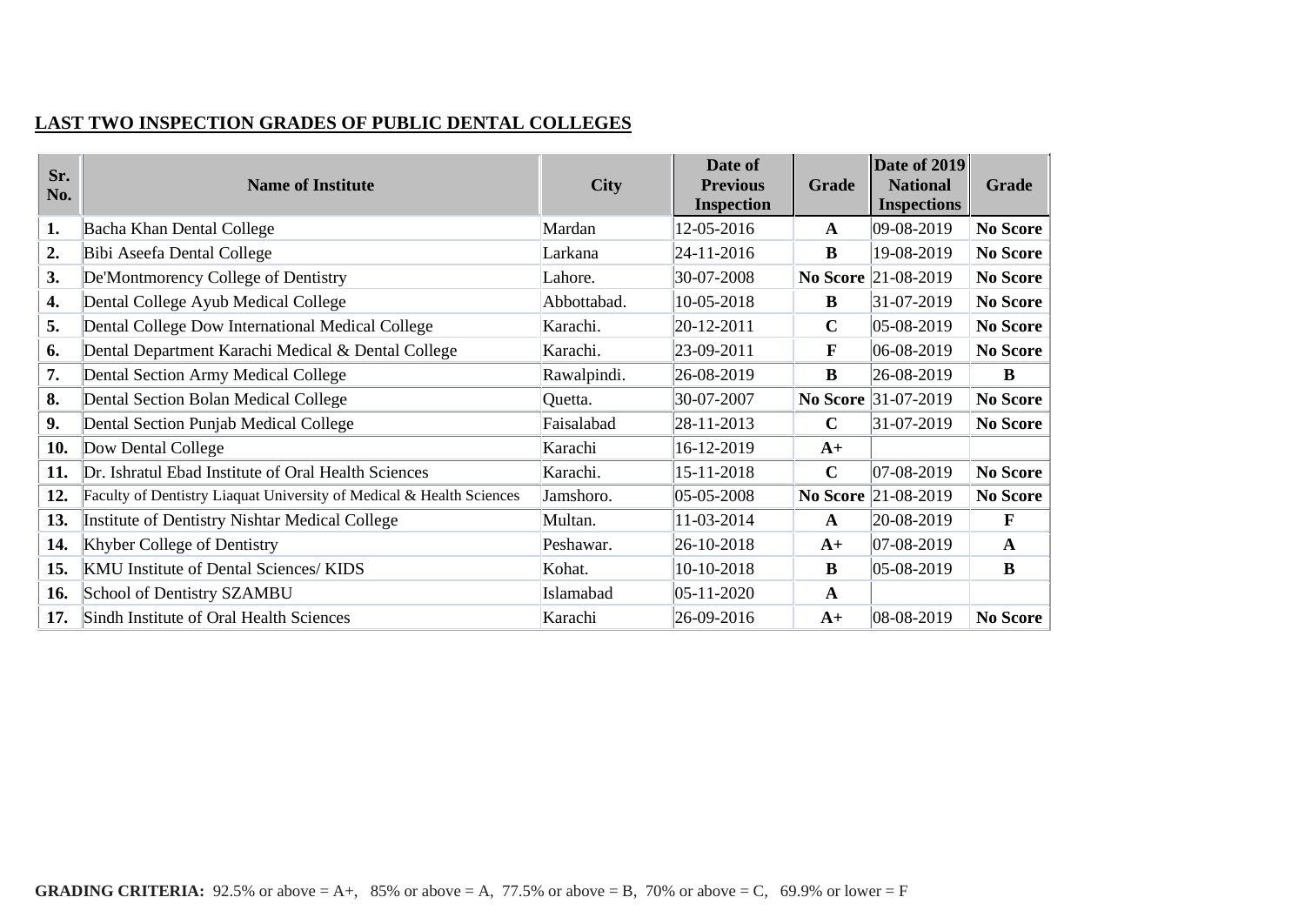## LAST TWO INSPECTION GRADES OF PUBLIC DENTAL COLLEGES

| Sr. No. | Name of Institute | City | Date of Previous Inspection | Grade | Date of 2019 National Inspections | Grade |
|---|---|---|---|---|---|---|
| **1.** | Bacha Khan Dental College | Mardan | 12-05-2016 | **A** | 09-08-2019 | **No Score** |
| **2.** | Bibi Aseefa Dental College | Larkana | 24-11-2016 | **B** | 19-08-2019 | **No Score** |
| **3.** | De'Montmorency College of Dentistry | Lahore. | 30-07-2008 | **No Score** | 21-08-2019 | **No Score** |
| **4.** | Dental College Ayub Medical College | Abbottabad. | 10-05-2018 | **B** | 31-07-2019 | **No Score** |
| **5.** | Dental College Dow International Medical College | Karachi. | 20-12-2011 | **C** | 05-08-2019 | **No Score** |
| **6.** | Dental Department Karachi Medical & Dental College | Karachi. | 23-09-2011 | **F** | 06-08-2019 | **No Score** |
| **7.** | Dental Section Army Medical College | Rawalpindi. | 26-08-2019 | **B** | 26-08-2019 | **B** |
| **8.** | Dental Section Bolan Medical College | Quetta. | 30-07-2007 | **No Score** | 31-07-2019 | **No Score** |
| **9.** | Dental Section Punjab Medical College | Faisalabad | 28-11-2013 | **C** | 31-07-2019 | **No Score** |
| **10.** | Dow Dental College | Karachi | 16-12-2019 | **A+** | | |
| **11.** | Dr. Ishratul Ebad Institute of Oral Health Sciences | Karachi. | 15-11-2018 | **C** | 07-08-2019 | **No Score** |
| **12.** | Faculty of Dentistry Liaquat University of Medical & Health Sciences | Jamshoro. | 05-05-2008 | **No Score** | 21-08-2019 | **No Score** |
| **13.** | Institute of Dentistry Nishtar Medical College | Multan. | 11-03-2014 | **A** | 20-08-2019 | **F** |
| **14.** | Khyber College of Dentistry | Peshawar. | 26-10-2018 | **A+** | 07-08-2019 | **A** |
| **15.** | KMU Institute of Dental Sciences/ KIDS | Kohat. | 10-10-2018 | **B** | 05-08-2019 | **B** |
| **16.** | School of Dentistry SZAMBU | Islamabad | 05-11-2020 | **A** | | |
| **17.** | Sindh Institute of Oral Health Sciences | Karachi | 26-09-2016 | **A+** | 08-08-2019 | **No Score** |

**GRADING CRITERIA:** 92.5% or above = A+, 85% or above = A, 77.5% or above = B, 70% or above = C, 69.9% or lower = F